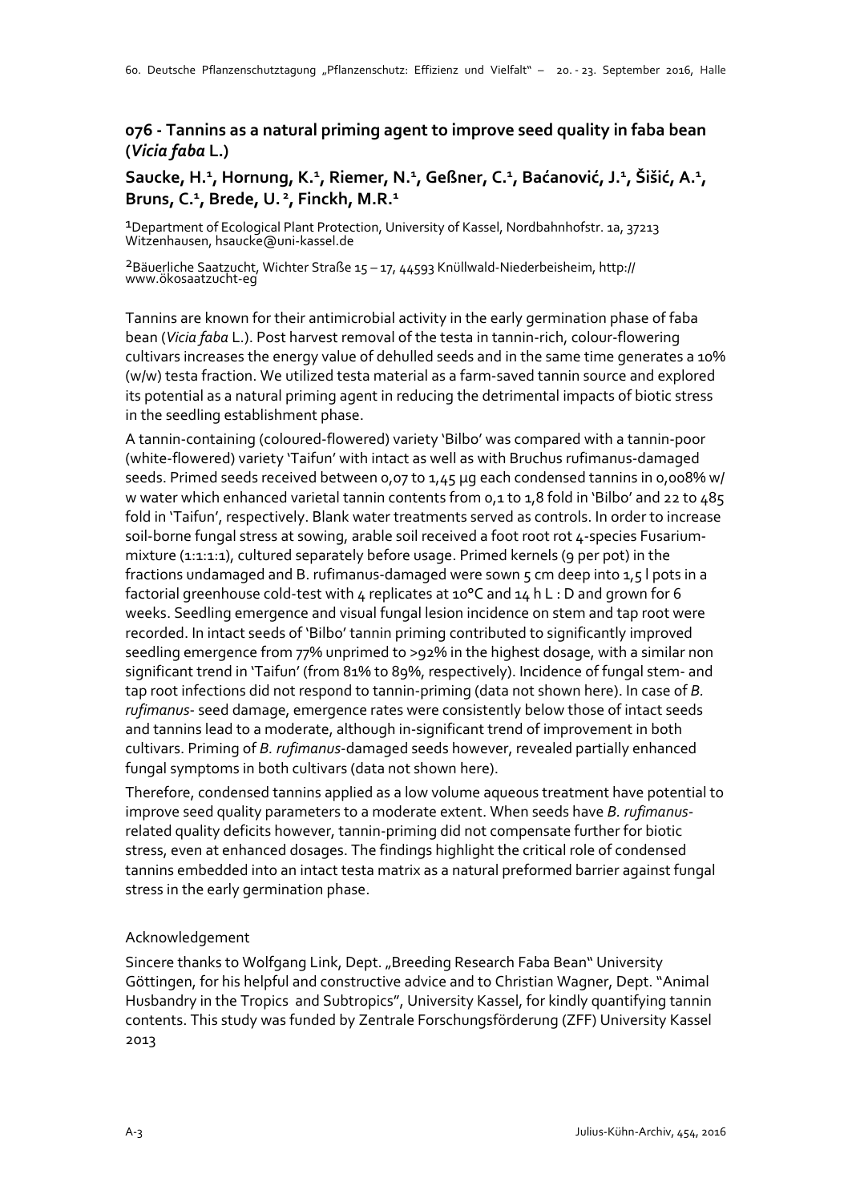## 076 - Tannins as a natural priming agent to improve seed quality in faba bean (*Vicia faba* L.)

**Saucke, H.[1], Hornung, K.[1], Riemer, N.[1], Geßner, C.[1], Baćanović, J.[1], Šišić, A.[1], Bruns, C.[1], Brede, U.[2], Finckh, M.R.[1]**

[1]Department of Ecological Plant Protection, University of Kassel, Nordbahnhofstr. 1a, 37213 Witzenhausen, hsaucke@uni-kassel.de

[2]Bäuerliche Saatzucht, Wichter Straße 15 – 17, 44593 Knüllwald-Niederbeisheim, http://www.ökosaatzucht-eg

Tannins are known for their antimicrobial activity in the early germination phase of faba bean (*Vicia faba* L.). Post harvest removal of the testa in tannin-rich, colour-flowering cultivars increases the energy value of dehulled seeds and in the same time generates a 10% (w/w) testa fraction. We utilized testa material as a farm-saved tannin source and explored its potential as a natural priming agent in reducing the detrimental impacts of biotic stress in the seedling establishment phase.

A tannin-containing (coloured-flowered) variety 'Bilbo' was compared with a tannin-poor (white-flowered) variety 'Taifun' with intact as well as with Bruchus rufimanus-damaged seeds. Primed seeds received between 0,07 to 1,45 µg each condensed tannins in 0,008% w/w water which enhanced varietal tannin contents from 0,1 to 1,8 fold in 'Bilbo' and 22 to 485 fold in 'Taifun', respectively. Blank water treatments served as controls. In order to increase soil-borne fungal stress at sowing, arable soil received a foot root rot 4-species Fusarium-mixture (1:1:1:1), cultured separately before usage. Primed kernels (9 per pot) in the fractions undamaged and B. rufimanus-damaged were sown 5 cm deep into 1,5 l pots in a factorial greenhouse cold-test with 4 replicates at 10°C and 14 h L : D and grown for 6 weeks. Seedling emergence and visual fungal lesion incidence on stem and tap root were recorded. In intact seeds of 'Bilbo' tannin priming contributed to significantly improved seedling emergence from 77% unprimed to >92% in the highest dosage, with a similar non significant trend in 'Taifun' (from 81% to 89%, respectively). Incidence of fungal stem- and tap root infections did not respond to tannin-priming (data not shown here). In case of *B. rufimanus*- seed damage, emergence rates were consistently below those of intact seeds and tannins lead to a moderate, although in-significant trend of improvement in both cultivars. Priming of *B. rufimanus*-damaged seeds however, revealed partially enhanced fungal symptoms in both cultivars (data not shown here).

Therefore, condensed tannins applied as a low volume aqueous treatment have potential to improve seed quality parameters to a moderate extent. When seeds have *B. rufimanus*-related quality deficits however, tannin-priming did not compensate further for biotic stress, even at enhanced dosages. The findings highlight the critical role of condensed tannins embedded into an intact testa matrix as a natural preformed barrier against fungal stress in the early germination phase.

### Acknowledgement

Sincere thanks to Wolfgang Link, Dept. „Breeding Research Faba Bean" University Göttingen, for his helpful and constructive advice and to Christian Wagner, Dept. "Animal Husbandry in the Tropics and Subtropics", University Kassel, for kindly quantifying tannin contents. This study was funded by Zentrale Forschungsförderung (ZFF) University Kassel 2013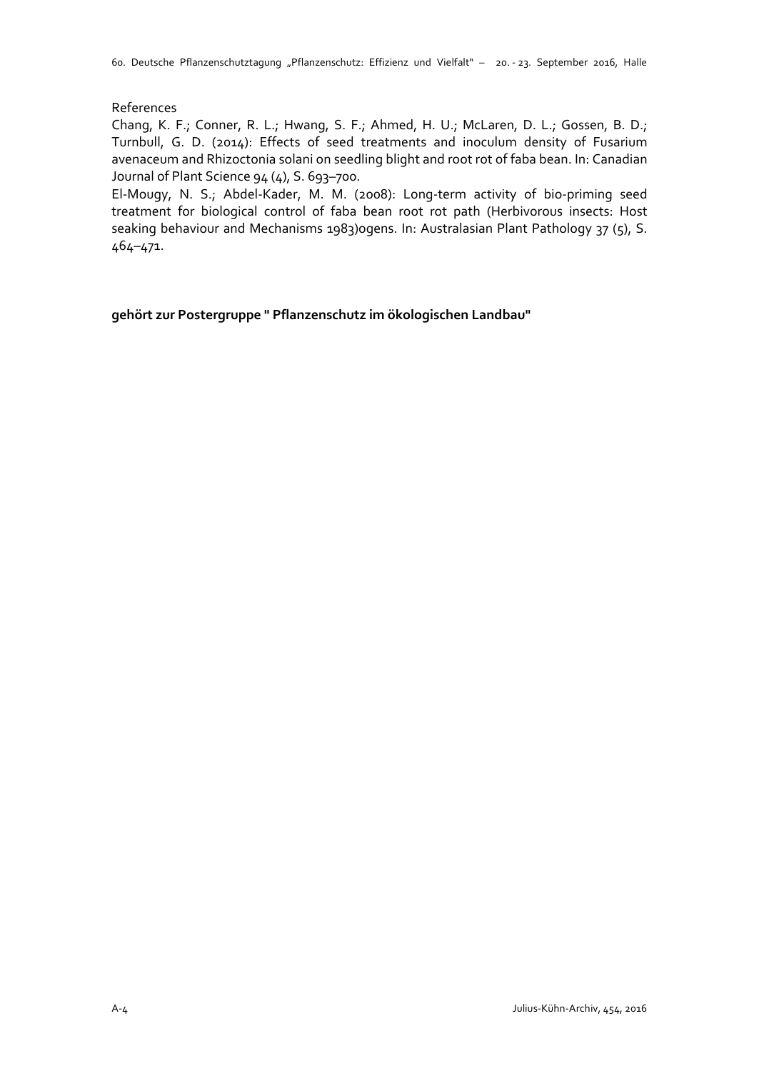References

Chang, K. F.; Conner, R. L.; Hwang, S. F.; Ahmed, H. U.; McLaren, D. L.; Gossen, B. D.; Turnbull, G. D. (2014): Effects of seed treatments and inoculum density of Fusarium avenaceum and Rhizoctonia solani on seedling blight and root rot of faba bean. In: Canadian Journal of Plant Science 94 (4), S. 693–700.

El-Mougy, N. S.; Abdel-Kader, M. M. (2008): Long-term activity of bio-priming seed treatment for biological control of faba bean root rot path (Herbivorous insects: Host seaking behaviour and Mechanisms 1983)ogens. In: Australasian Plant Pathology 37 (5), S. 464–471.

**gehört zur Postergruppe " Pflanzenschutz im ökologischen Landbau"**